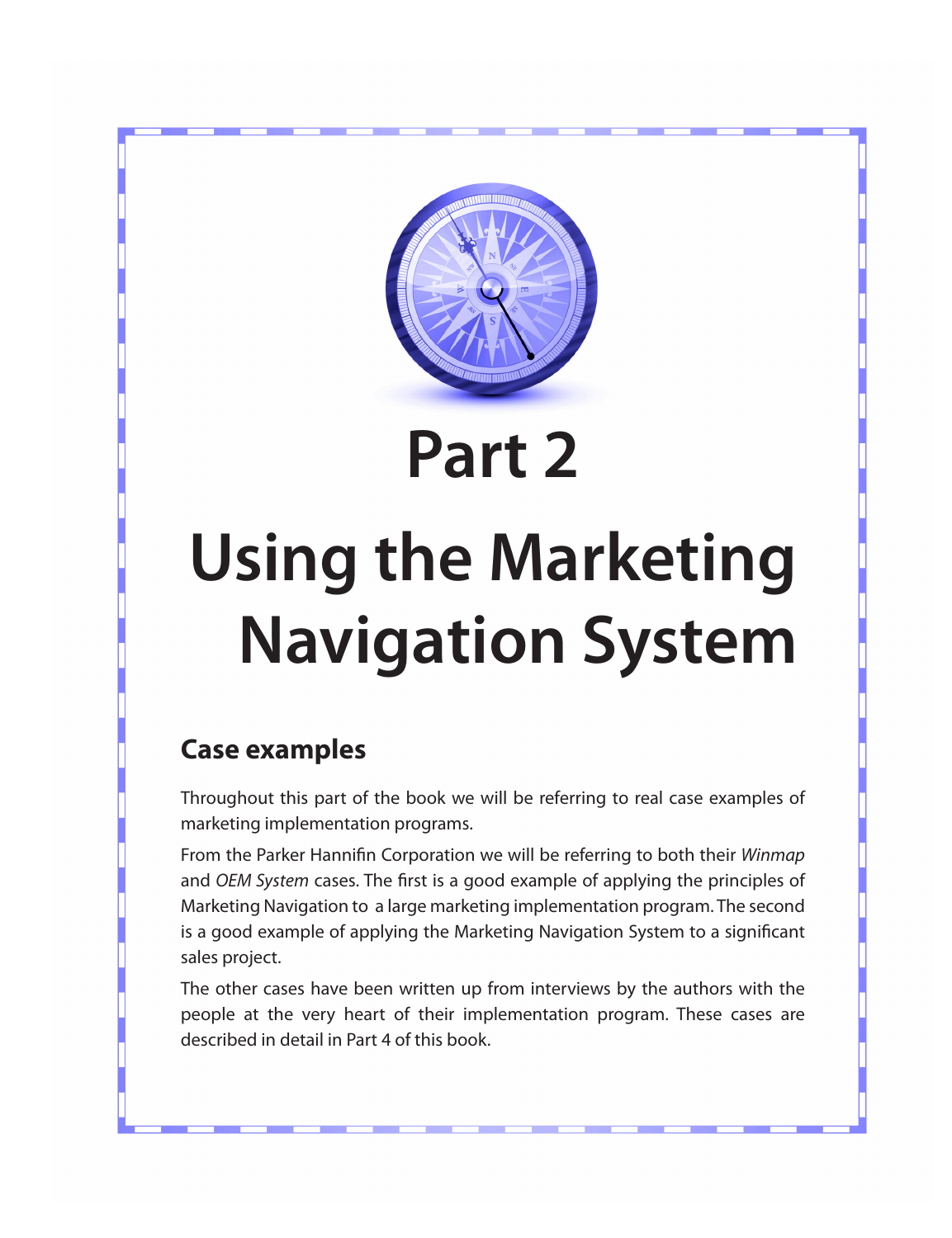# Part 2

# Using the Marketing Navigation System

## Case examples

Throughout this part of the book we will be referring to real case examples of marketing implementation programs.

From the Parker Hannifin Corporation we will be referring to both their *Winmap* and *OEM System* cases. The first is a good example of applying the principles of Marketing Navigation to a large marketing implementation program. The second is a good example of applying the Marketing Navigation System to a significant sales project.

The other cases have been written up from interviews by the authors with the people at the very heart of their implementation program. These cases are described in detail in Part 4 of this book.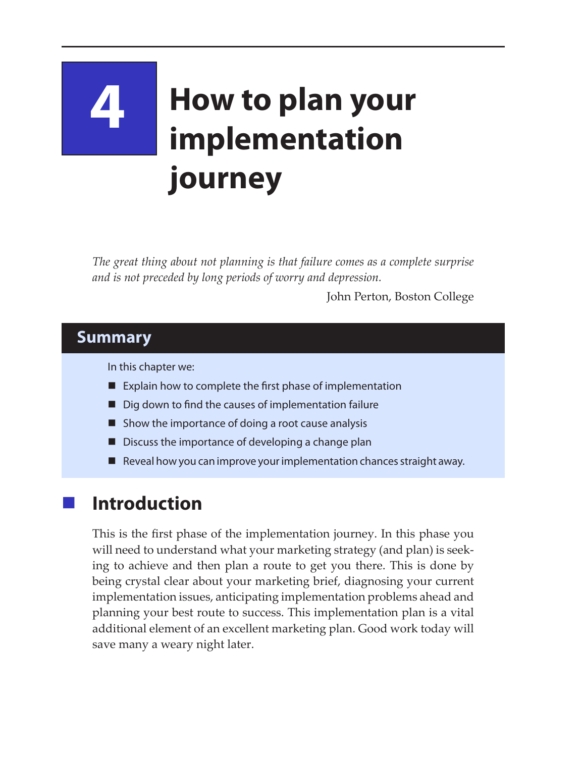# 4 How to plan your implementation journey

*The great thing about not planning is that failure comes as a complete surprise and is not preceded by long periods of worry and depression.*

John Perton, Boston College

## Summary

In this chapter we:

- Explain how to complete the first phase of implementation
- Dig down to find the causes of implementation failure
- Show the importance of doing a root cause analysis
- Discuss the importance of developing a change plan
- Reveal how you can improve your implementation chances straight away.

## Introduction

This is the first phase of the implementation journey. In this phase you will need to understand what your marketing strategy (and plan) is seeking to achieve and then plan a route to get you there. This is done by being crystal clear about your marketing brief, diagnosing your current implementation issues, anticipating implementation problems ahead and planning your best route to success. This implementation plan is a vital additional element of an excellent marketing plan. Good work today will save many a weary night later.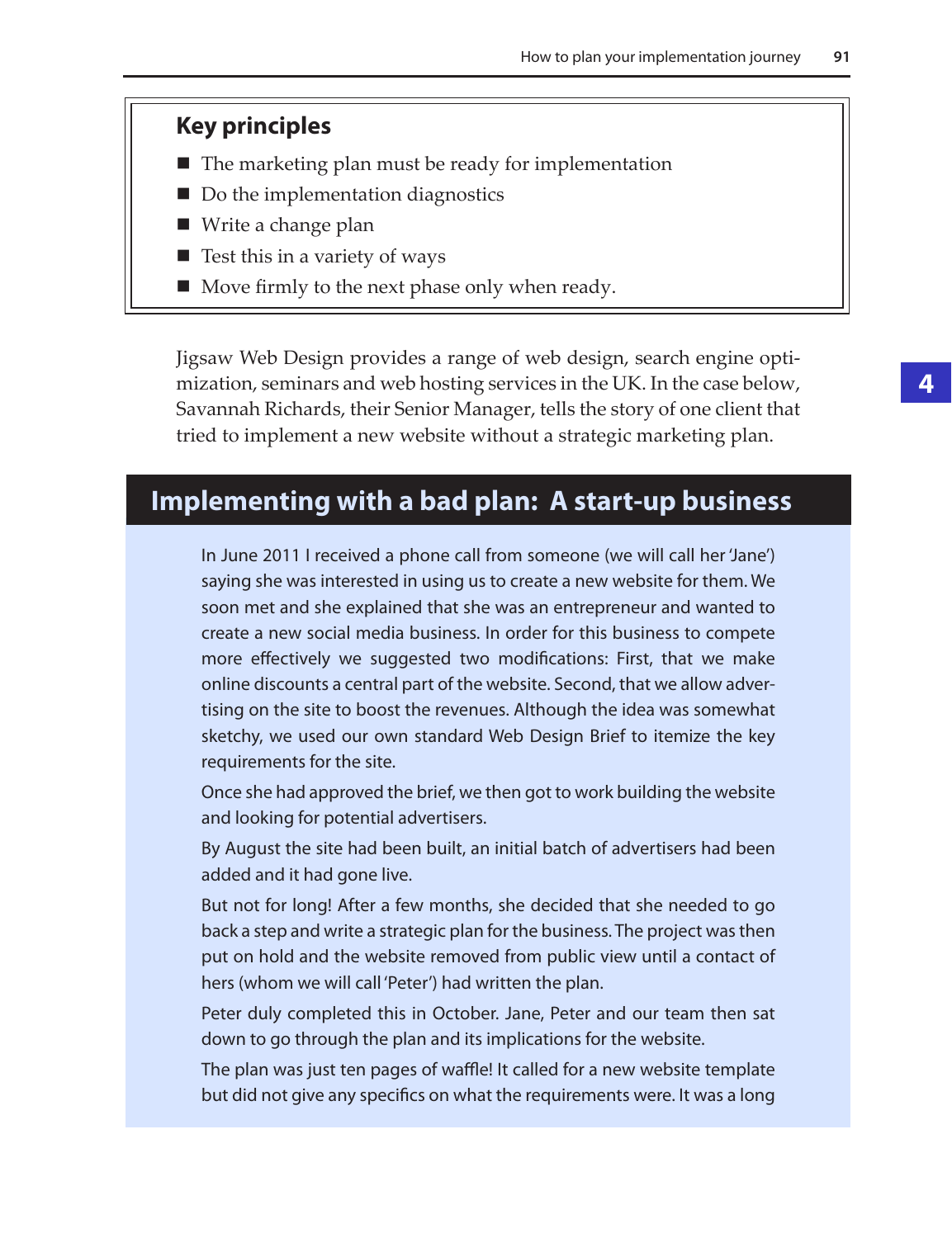## Key principles

- The marketing plan must be ready for implementation
- Do the implementation diagnostics
- Write a change plan
- Test this in a variety of ways
- Move firmly to the next phase only when ready.

Jigsaw Web Design provides a range of web design, search engine optimization, seminars and web hosting services in the UK. In the case below, Savannah Richards, their Senior Manager, tells the story of one client that tried to implement a new website without a strategic marketing plan.

## Implementing with a bad plan: A start-up business

In June 2011 I received a phone call from someone (we will call her 'Jane') saying she was interested in using us to create a new website for them. We soon met and she explained that she was an entrepreneur and wanted to create a new social media business. In order for this business to compete more effectively we suggested two modifications: First, that we make online discounts a central part of the website. Second, that we allow advertising on the site to boost the revenues. Although the idea was somewhat sketchy, we used our own standard Web Design Brief to itemize the key requirements for the site.

Once she had approved the brief, we then got to work building the website and looking for potential advertisers.

By August the site had been built, an initial batch of advertisers had been added and it had gone live.

But not for long! After a few months, she decided that she needed to go back a step and write a strategic plan for the business. The project was then put on hold and the website removed from public view until a contact of hers (whom we will call 'Peter') had written the plan.

Peter duly completed this in October. Jane, Peter and our team then sat down to go through the plan and its implications for the website.

The plan was just ten pages of waffle! It called for a new website template but did not give any specifics on what the requirements were. It was a long